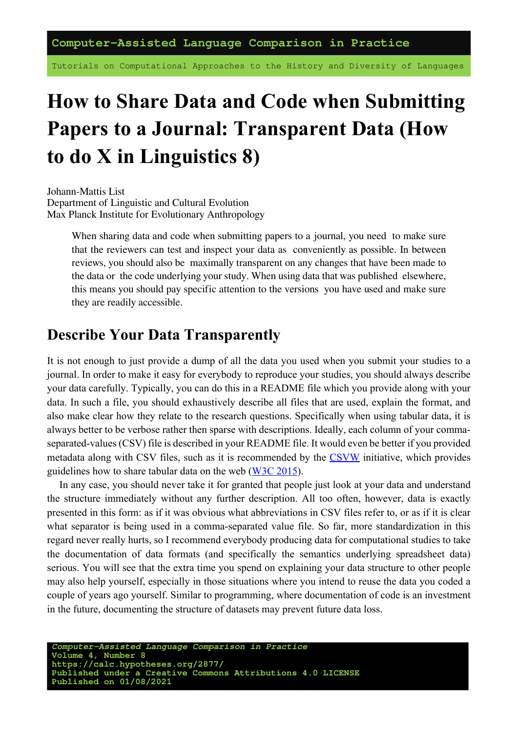# How to Share Data and Code when Submitting Papers to a Journal: Transparent Data (How to do X in Linguistics 8)

Johann-Mattis List
Department of Linguistic and Cultural Evolution
Max Planck Institute for Evolutionary Anthropology

> When sharing data and code when submitting papers to a journal, you need to make sure that the reviewers can test and inspect your data as conveniently as possible. In between reviews, you should also be maximally transparent on any changes that have been made to the data or the code underlying your study. When using data that was published elsewhere, this means you should pay specific attention to the versions you have used and make sure they are readily accessible.

## Describe Your Data Transparently

It is not enough to just provide a dump of all the data you used when you submit your studies to a journal. In order to make it easy for everybody to reproduce your studies, you should always describe your data carefully. Typically, you can do this in a README file which you provide along with your data. In such a file, you should exhaustively describe all files that are used, explain the format, and also make clear how they relate to the research questions. Specifically when using tabular data, it is always better to be verbose rather then sparse with descriptions. Ideally, each column of your comma-separated-values (CSV) file is described in your README file. It would even be better if you provided metadata along with CSV files, such as it is recommended by the CSVW initiative, which provides guidelines how to share tabular data on the web (W3C 2015).

In any case, you should never take it for granted that people just look at your data and understand the structure immediately without any further description. All too often, however, data is exactly presented in this form: as if it was obvious what abbreviations in CSV files refer to, or as if it is clear what separator is being used in a comma-separated value file. So far, more standardization in this regard never really hurts, so I recommend everybody producing data for computational studies to take the documentation of data formats (and specifically the semantics underlying spreadsheet data) serious. You will see that the extra time you spend on explaining your data structure to other people may also help yourself, especially in those situations where you intend to reuse the data you coded a couple of years ago yourself. Similar to programming, where documentation of code is an investment in the future, documenting the structure of datasets may prevent future data loss.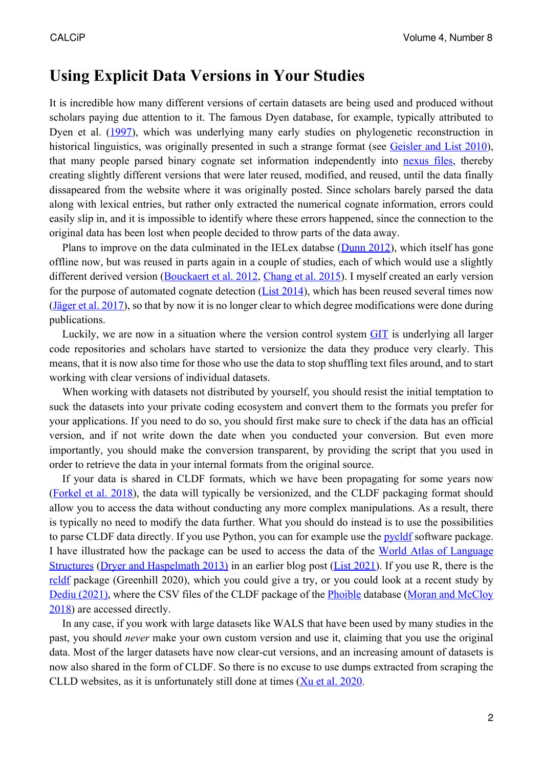# Using Explicit Data Versions in Your Studies

It is incredible how many different versions of certain datasets are being used and produced without scholars paying due attention to it. The famous Dyen database, for example, typically attributed to Dyen et al. (1997), which was underlying many early studies on phylogenetic reconstruction in historical linguistics, was originally presented in such a strange format (see Geisler and List 2010), that many people parsed binary cognate set information independently into nexus files, thereby creating slightly different versions that were later reused, modified, and reused, until the data finally dissapeared from the website where it was originally posted. Since scholars barely parsed the data along with lexical entries, but rather only extracted the numerical cognate information, errors could easily slip in, and it is impossible to identify where these errors happened, since the connection to the original data has been lost when people decided to throw parts of the data away.

Plans to improve on the data culminated in the IELex databse (Dunn 2012), which itself has gone offline now, but was reused in parts again in a couple of studies, each of which would use a slightly different derived version (Bouckaert et al. 2012, Chang et al. 2015). I myself created an early version for the purpose of automated cognate detection (List 2014), which has been reused several times now (Jäger et al. 2017), so that by now it is no longer clear to which degree modifications were done during publications.

Luckily, we are now in a situation where the version control system GIT is underlying all larger code repositories and scholars have started to versionize the data they produce very clearly. This means, that it is now also time for those who use the data to stop shuffling text files around, and to start working with clear versions of individual datasets.

When working with datasets not distributed by yourself, you should resist the initial temptation to suck the datasets into your private coding ecosystem and convert them to the formats you prefer for your applications. If you need to do so, you should first make sure to check if the data has an official version, and if not write down the date when you conducted your conversion. But even more importantly, you should make the conversion transparent, by providing the script that you used in order to retrieve the data in your internal formats from the original source.

If your data is shared in CLDF formats, which we have been propagating for some years now (Forkel et al. 2018), the data will typically be versionized, and the CLDF packaging format should allow you to access the data without conducting any more complex manipulations. As a result, there is typically no need to modify the data further. What you should do instead is to use the possibilities to parse CLDF data directly. If you use Python, you can for example use the pycldf software package. I have illustrated how the package can be used to access the data of the World Atlas of Language Structures (Dryer and Haspelmath 2013) in an earlier blog post (List 2021). If you use R, there is the rcldf package (Greenhill 2020), which you could give a try, or you could look at a recent study by Dediu (2021), where the CSV files of the CLDF package of the Phoible database (Moran and McCloy 2018) are accessed directly.

In any case, if you work with large datasets like WALS that have been used by many studies in the past, you should *never* make your own custom version and use it, claiming that you use the original data. Most of the larger datasets have now clear-cut versions, and an increasing amount of datasets is now also shared in the form of CLDF. So there is no excuse to use dumps extracted from scraping the CLLD websites, as it is unfortunately still done at times (Xu et al. 2020.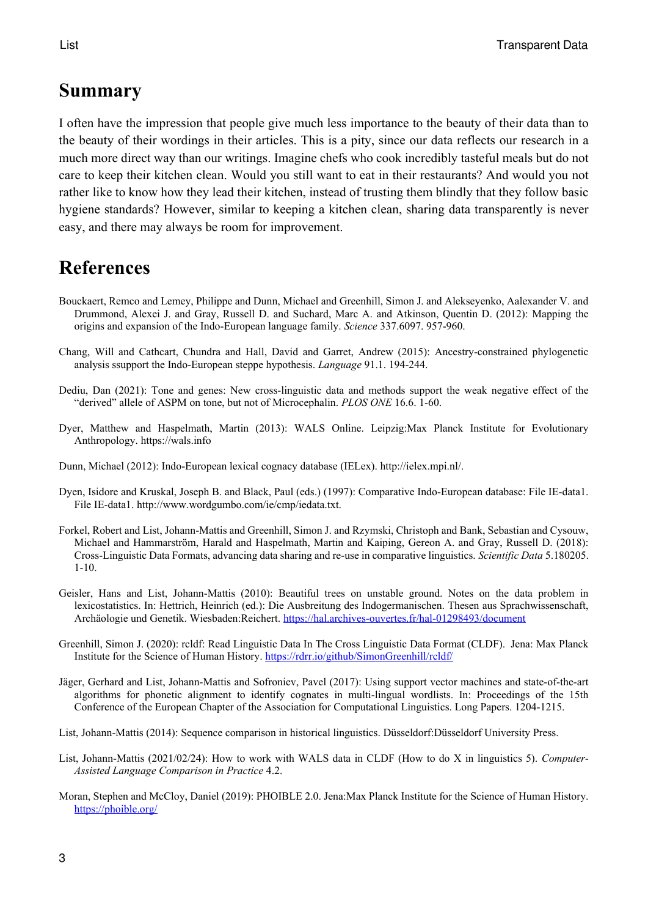## Summary

I often have the impression that people give much less importance to the beauty of their data than to the beauty of their wordings in their articles. This is a pity, since our data reflects our research in a much more direct way than our writings. Imagine chefs who cook incredibly tasteful meals but do not care to keep their kitchen clean. Would you still want to eat in their restaurants? And would you not rather like to know how they lead their kitchen, instead of trusting them blindly that they follow basic hygiene standards? However, similar to keeping a kitchen clean, sharing data transparently is never easy, and there may always be room for improvement.

## References

Bouckaert, Remco and Lemey, Philippe and Dunn, Michael and Greenhill, Simon J. and Alekseyenko, Aalexander V. and Drummond, Alexei J. and Gray, Russell D. and Suchard, Marc A. and Atkinson, Quentin D. (2012): Mapping the origins and expansion of the Indo-European language family. *Science* 337.6097. 957-960.

Chang, Will and Cathcart, Chundra and Hall, David and Garret, Andrew (2015): Ancestry-constrained phylogenetic analysis ssupport the Indo-European steppe hypothesis. *Language* 91.1. 194-244.

Dediu, Dan (2021): Tone and genes: New cross-linguistic data and methods support the weak negative effect of the "derived" allele of ASPM on tone, but not of Microcephalin. *PLOS ONE* 16.6. 1-60.

Dyer, Matthew and Haspelmath, Martin (2013): WALS Online. Leipzig:Max Planck Institute for Evolutionary Anthropology. https://wals.info

Dunn, Michael (2012): Indo-European lexical cognacy database (IELex). http://ielex.mpi.nl/.

Dyen, Isidore and Kruskal, Joseph B. and Black, Paul (eds.) (1997): Comparative Indo-European database: File IE-data1. File IE-data1. http://www.wordgumbo.com/ie/cmp/iedata.txt.

Forkel, Robert and List, Johann-Mattis and Greenhill, Simon J. and Rzymski, Christoph and Bank, Sebastian and Cysouw, Michael and Hammarström, Harald and Haspelmath, Martin and Kaiping, Gereon A. and Gray, Russell D. (2018): Cross-Linguistic Data Formats, advancing data sharing and re-use in comparative linguistics. *Scientific Data* 5.180205. 1-10.

Geisler, Hans and List, Johann-Mattis (2010): Beautiful trees on unstable ground. Notes on the data problem in lexicostatistics. In: Hettrich, Heinrich (ed.): Die Ausbreitung des Indogermanischen. Thesen aus Sprachwissenschaft, Archäologie und Genetik. Wiesbaden:Reichert. https://hal.archives-ouvertes.fr/hal-01298493/document

Greenhill, Simon J. (2020): rcldf: Read Linguistic Data In The Cross Linguistic Data Format (CLDF). Jena: Max Planck Institute for the Science of Human History. https://rdrr.io/github/SimonGreenhill/rcldf/

Jäger, Gerhard and List, Johann-Mattis and Sofroniev, Pavel (2017): Using support vector machines and state-of-the-art algorithms for phonetic alignment to identify cognates in multi-lingual wordlists. In: Proceedings of the 15th Conference of the European Chapter of the Association for Computational Linguistics. Long Papers. 1204-1215.

List, Johann-Mattis (2014): Sequence comparison in historical linguistics. Düsseldorf:Düsseldorf University Press.

List, Johann-Mattis (2021/02/24): How to work with WALS data in CLDF (How to do X in linguistics 5). *Computer-Assisted Language Comparison in Practice* 4.2.

Moran, Stephen and McCloy, Daniel (2019): PHOIBLE 2.0. Jena:Max Planck Institute for the Science of Human History. https://phoible.org/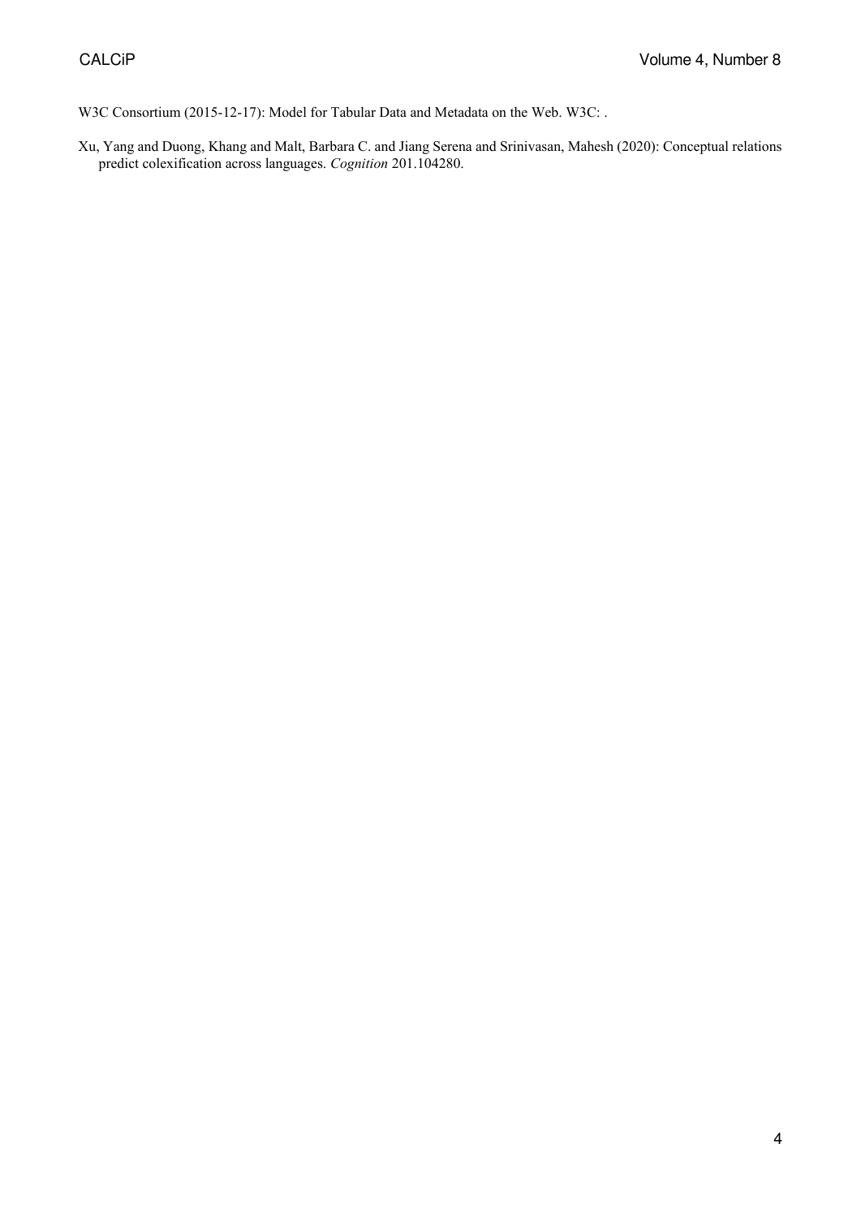W3C Consortium (2015-12-17): Model for Tabular Data and Metadata on the Web. W3C: .

Xu, Yang and Duong, Khang and Malt, Barbara C. and Jiang Serena and Srinivasan, Mahesh (2020): Conceptual relations predict colexification across languages. *Cognition* 201.104280.